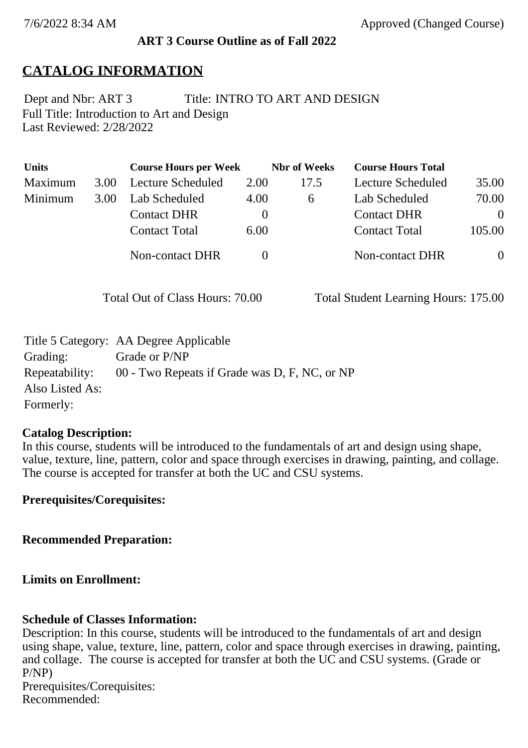7/6/2022 8:34 AM Approved (Changed Course)

**ART 3 Course Outline as of Fall 2022**

# CATALOG INFORMATION

Dept and Nbr: ART 3 Title: INTRO TO ART AND DESIGN
Full Title: Introduction to Art and Design
Last Reviewed: 2/28/2022

| Units | | Course Hours per Week | | Nbr of Weeks | Course Hours Total | |
|---|---|---|---|---|---|---|
| Maximum | 3.00 | Lecture Scheduled | 2.00 | 17.5 | Lecture Scheduled | 35.00 |
| Minimum | 3.00 | Lab Scheduled | 4.00 | 6 | Lab Scheduled | 70.00 |
| | | Contact DHR | 0 | | Contact DHR | 0 |
| | | Contact Total | 6.00 | | Contact Total | 105.00 |
| | | Non-contact DHR | 0 | | Non-contact DHR | 0 |

Total Out of Class Hours: 70.00 Total Student Learning Hours: 175.00

Title 5 Category: AA Degree Applicable
Grading: Grade or P/NP
Repeatability: 00 - Two Repeats if Grade was D, F, NC, or NP
Also Listed As:
Formerly:

**Catalog Description:**
In this course, students will be introduced to the fundamentals of art and design using shape, value, texture, line, pattern, color and space through exercises in drawing, painting, and collage. The course is accepted for transfer at both the UC and CSU systems.

**Prerequisites/Corequisites:**

**Recommended Preparation:**

**Limits on Enrollment:**

**Schedule of Classes Information:**
Description: In this course, students will be introduced to the fundamentals of art and design using shape, value, texture, line, pattern, color and space through exercises in drawing, painting, and collage. The course is accepted for transfer at both the UC and CSU systems. (Grade or P/NP)
Prerequisites/Corequisites:
Recommended: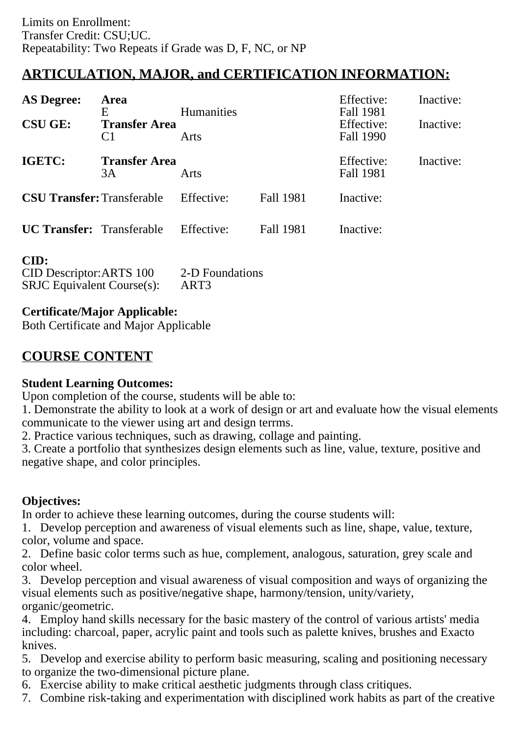Limits on Enrollment:
Transfer Credit: CSU;UC.
Repeatability: Two Repeats if Grade was D, F, NC, or NP

## ARTICULATION, MAJOR, and CERTIFICATION INFORMATION:

| | | | | | |
|---|---|---|---|---|---|
| **AS Degree:** | **Area** | | | Effective: | Inactive: |
| | E | Humanities | | Fall 1981 | |
| **CSU GE:** | **Transfer Area** | | | Effective: | Inactive: |
| | C1 | Arts | | Fall 1990 | |
| **IGETC:** | **Transfer Area** | | | Effective: | Inactive: |
| | 3A | Arts | | Fall 1981 | |
| **CSU Transfer:** | Transferable | Effective: | Fall 1981 | Inactive: | |
| **UC Transfer:** | Transferable | Effective: | Fall 1981 | Inactive: | |

**CID:**
CID Descriptor: ARTS 100 2-D Foundations
SRJC Equivalent Course(s): ART3

**Certificate/Major Applicable:**
Both Certificate and Major Applicable

## COURSE CONTENT

**Student Learning Outcomes:**
Upon completion of the course, students will be able to:
1. Demonstrate the ability to look at a work of design or art and evaluate how the visual elements communicate to the viewer using art and design terrms.
2. Practice various techniques, such as drawing, collage and painting.
3. Create a portfolio that synthesizes design elements such as line, value, texture, positive and negative shape, and color principles.

**Objectives:**
In order to achieve these learning outcomes, during the course students will:
1. Develop perception and awareness of visual elements such as line, shape, value, texture, color, volume and space.
2. Define basic color terms such as hue, complement, analogous, saturation, grey scale and color wheel.
3. Develop perception and visual awareness of visual composition and ways of organizing the visual elements such as positive/negative shape, harmony/tension, unity/variety, organic/geometric.
4. Employ hand skills necessary for the basic mastery of the control of various artists' media including: charcoal, paper, acrylic paint and tools such as palette knives, brushes and Exacto knives.
5. Develop and exercise ability to perform basic measuring, scaling and positioning necessary to organize the two-dimensional picture plane.
6. Exercise ability to make critical aesthetic judgments through class critiques.
7. Combine risk-taking and experimentation with disciplined work habits as part of the creative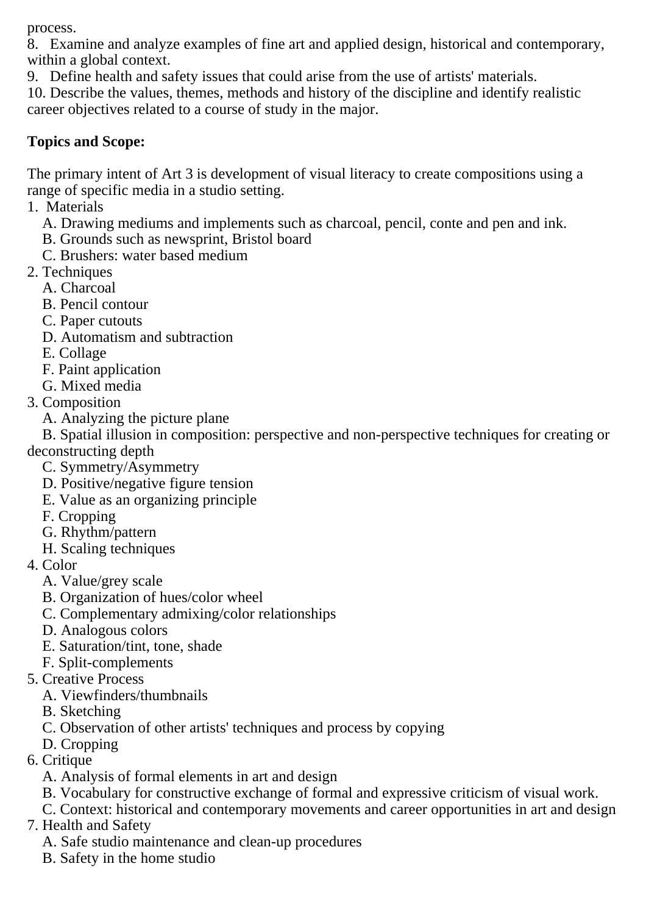process.

8. Examine and analyze examples of fine art and applied design, historical and contemporary, within a global context.
9. Define health and safety issues that could arise from the use of artists' materials.
10. Describe the values, themes, methods and history of the discipline and identify realistic career objectives related to a course of study in the major.

**Topics and Scope:**

The primary intent of Art 3 is development of visual literacy to create compositions using a range of specific media in a studio setting.

1. Materials
   A. Drawing mediums and implements such as charcoal, pencil, conte and pen and ink.
   B. Grounds such as newsprint, Bristol board
   C. Brushers: water based medium
2. Techniques
   A. Charcoal
   B. Pencil contour
   C. Paper cutouts
   D. Automatism and subtraction
   E. Collage
   F. Paint application
   G. Mixed media
3. Composition
   A. Analyzing the picture plane
   B. Spatial illusion in composition: perspective and non-perspective techniques for creating or deconstructing depth
   C. Symmetry/Asymmetry
   D. Positive/negative figure tension
   E. Value as an organizing principle
   F. Cropping
   G. Rhythm/pattern
   H. Scaling techniques
4. Color
   A. Value/grey scale
   B. Organization of hues/color wheel
   C. Complementary admixing/color relationships
   D. Analogous colors
   E. Saturation/tint, tone, shade
   F. Split-complements
5. Creative Process
   A. Viewfinders/thumbnails
   B. Sketching
   C. Observation of other artists' techniques and process by copying
   D. Cropping
6. Critique
   A. Analysis of formal elements in art and design
   B. Vocabulary for constructive exchange of formal and expressive criticism of visual work.
   C. Context: historical and contemporary movements and career opportunities in art and design
7. Health and Safety
   A. Safe studio maintenance and clean-up procedures
   B. Safety in the home studio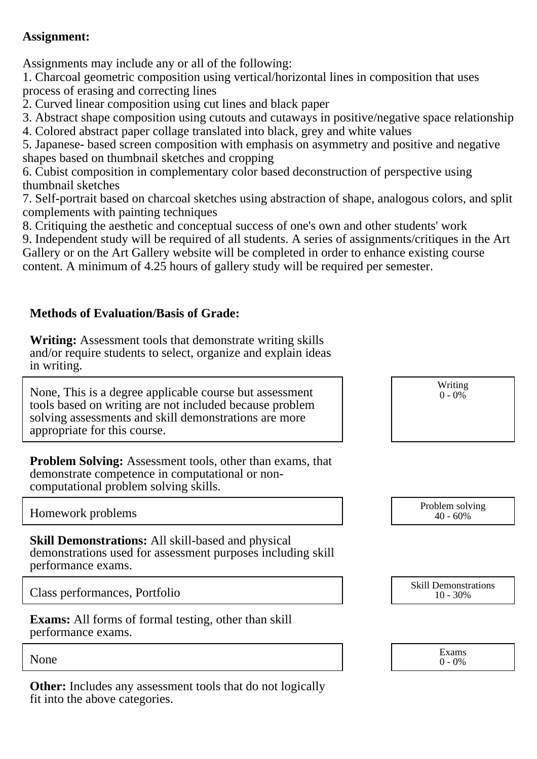**Assignment:**

Assignments may include any or all of the following:
1. Charcoal geometric composition using vertical/horizontal lines in composition that uses process of erasing and correcting lines
2. Curved linear composition using cut lines and black paper
3. Abstract shape composition using cutouts and cutaways in positive/negative space relationship
4. Colored abstract paper collage translated into black, grey and white values
5. Japanese- based screen composition with emphasis on asymmetry and positive and negative shapes based on thumbnail sketches and cropping
6. Cubist composition in complementary color based deconstruction of perspective using thumbnail sketches
7. Self-portrait based on charcoal sketches using abstraction of shape, analogous colors, and split complements with painting techniques
8. Critiquing the aesthetic and conceptual success of one's own and other students' work
9. Independent study will be required of all students. A series of assignments/critiques in the Art Gallery or on the Art Gallery website will be completed in order to enhance existing course content. A minimum of 4.25 hours of gallery study will be required per semester.

**Methods of Evaluation/Basis of Grade:**

**Writing:** Assessment tools that demonstrate writing skills and/or require students to select, organize and explain ideas in writing.

| | |
|---|---|
| None, This is a degree applicable course but assessment tools based on writing are not included because problem solving assessments and skill demonstrations are more appropriate for this course. | Writing<br>0 - 0% |

**Problem Solving:** Assessment tools, other than exams, that demonstrate competence in computational or non-computational problem solving skills.

| | |
|---|---|
| Homework problems | Problem solving<br>40 - 60% |

**Skill Demonstrations:** All skill-based and physical demonstrations used for assessment purposes including skill performance exams.

| | |
|---|---|
| Class performances, Portfolio | Skill Demonstrations<br>10 - 30% |

**Exams:** All forms of formal testing, other than skill performance exams.

| | |
|---|---|
| None | Exams<br>0 - 0% |

**Other:** Includes any assessment tools that do not logically fit into the above categories.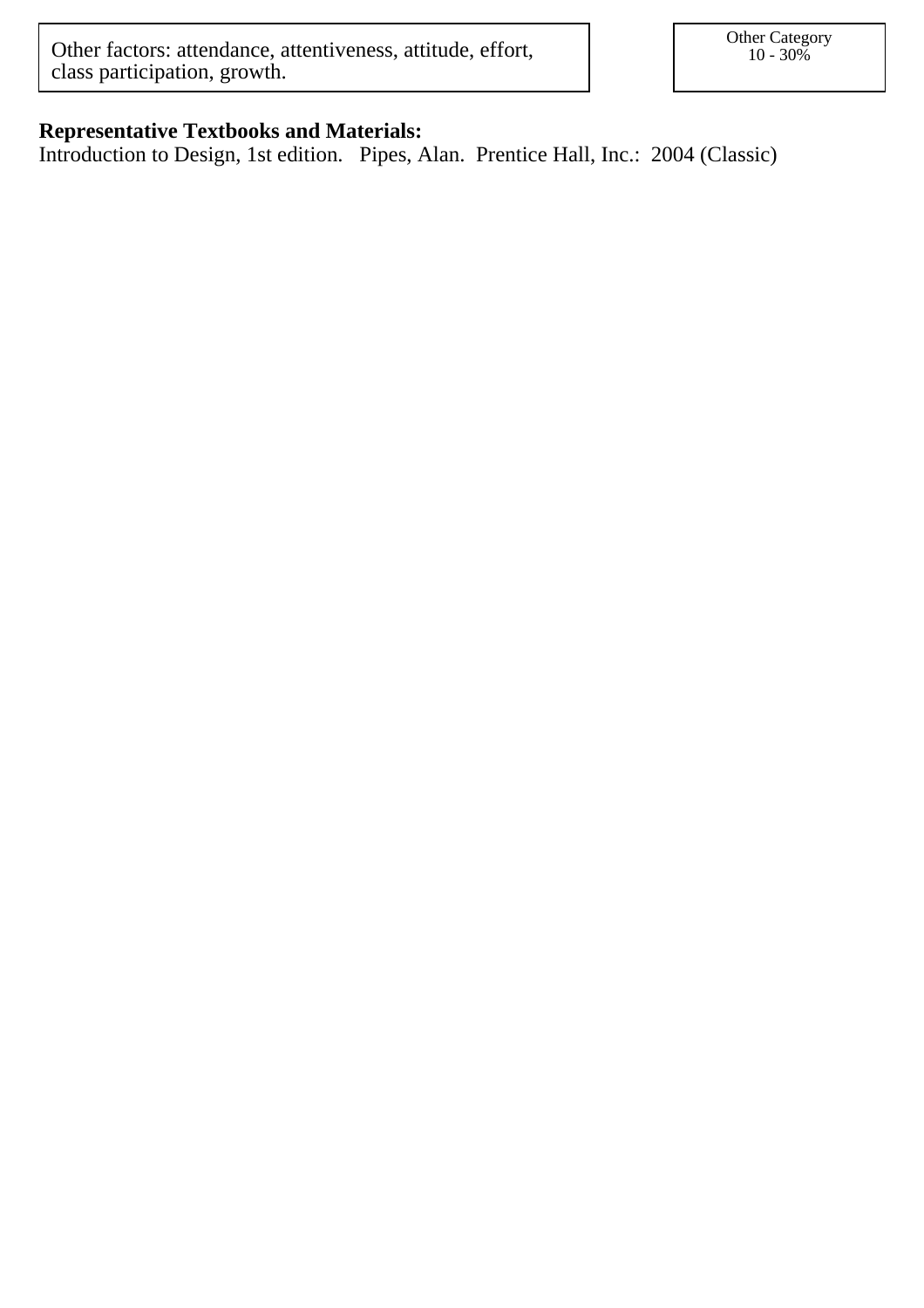| | |
|---|---|
| Other factors: attendance, attentiveness, attitude, effort, class participation, growth. | Other Category 10 - 30% |

**Representative Textbooks and Materials:**
Introduction to Design, 1st edition. Pipes, Alan. Prentice Hall, Inc.: 2004 (Classic)